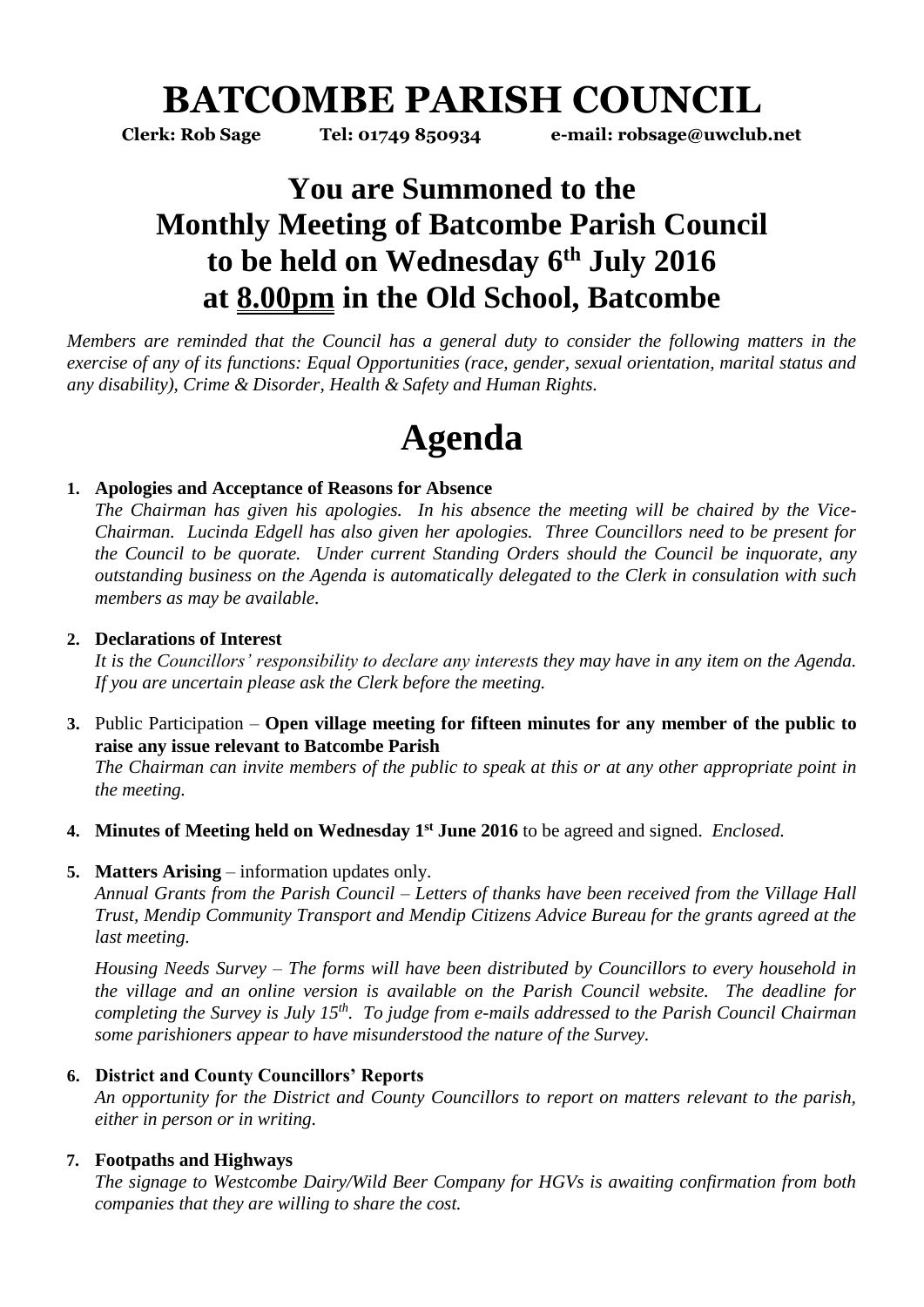# BATCOMBE PARISH COUNCIL

**Clerk: Rob Sage Tel: 01749 850934 e-mail: robsage@uwclub.net**

## You are Summoned to the Monthly Meeting of Batcombe Parish Council to be held on Wednesday 6th July 2016 at 8.00pm in the Old School, Batcombe

*Members are reminded that the Council has a general duty to consider the following matters in the exercise of any of its functions: Equal Opportunities (race, gender, sexual orientation, marital status and any disability), Crime & Disorder, Health & Safety and Human Rights.*

# Agenda

1. **Apologies and Acceptance of Reasons for Absence**
   *The Chairman has given his apologies. In his absence the meeting will be chaired by the Vice-Chairman. Lucinda Edgell has also given her apologies. Three Councillors need to be present for the Council to be quorate. Under current Standing Orders should the Council be inquorate, any outstanding business on the Agenda is automatically delegated to the Clerk in consulation with such members as may be available.*

2. **Declarations of Interest**
   *It is the Councillors' responsibility to declare any interests they may have in any item on the Agenda. If you are uncertain please ask the Clerk before the meeting.*

3. Public Participation – **Open village meeting for fifteen minutes for any member of the public to raise any issue relevant to Batcombe Parish**
   *The Chairman can invite members of the public to speak at this or at any other appropriate point in the meeting.*

4. **Minutes of Meeting held on Wednesday 1st June 2016** to be agreed and signed. *Enclosed.*

5. **Matters Arising** – information updates only.
   *Annual Grants from the Parish Council – Letters of thanks have been received from the Village Hall Trust, Mendip Community Transport and Mendip Citizens Advice Bureau for the grants agreed at the last meeting.*

   *Housing Needs Survey – The forms will have been distributed by Councillors to every household in the village and an online version is available on the Parish Council website. The deadline for completing the Survey is July 15th. To judge from e-mails addressed to the Parish Council Chairman some parishioners appear to have misunderstood the nature of the Survey.*

6. **District and County Councillors' Reports**
   *An opportunity for the District and County Councillors to report on matters relevant to the parish, either in person or in writing.*

7. **Footpaths and Highways**
   *The signage to Westcombe Dairy/Wild Beer Company for HGVs is awaiting confirmation from both companies that they are willing to share the cost.*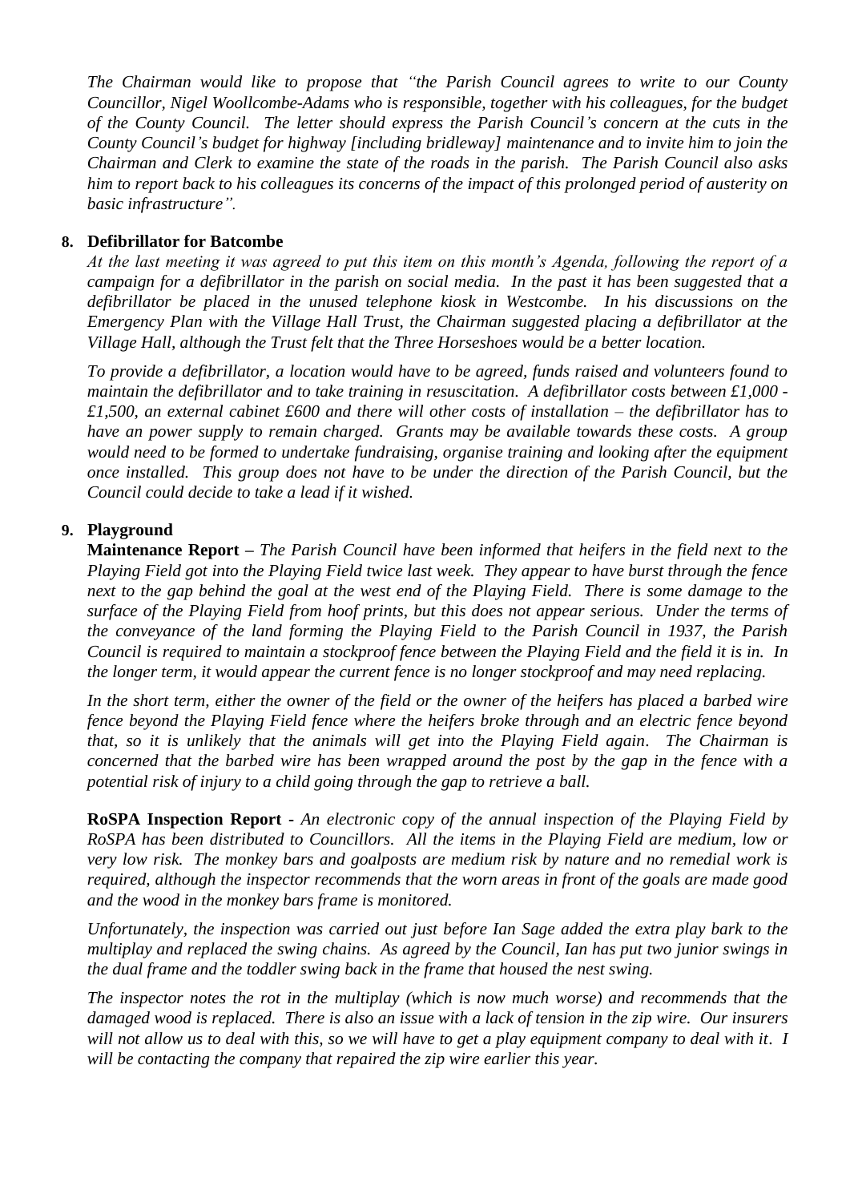*The Chairman would like to propose that "the Parish Council agrees to write to our County Councillor, Nigel Woollcombe-Adams who is responsible, together with his colleagues, for the budget of the County Council. The letter should express the Parish Council's concern at the cuts in the County Council's budget for highway [including bridleway] maintenance and to invite him to join the Chairman and Clerk to examine the state of the roads in the parish. The Parish Council also asks him to report back to his colleagues its concerns of the impact of this prolonged period of austerity on basic infrastructure".*

**8. Defibrillator for Batcombe**

*At the last meeting it was agreed to put this item on this month's Agenda, following the report of a campaign for a defibrillator in the parish on social media. In the past it has been suggested that a defibrillator be placed in the unused telephone kiosk in Westcombe. In his discussions on the Emergency Plan with the Village Hall Trust, the Chairman suggested placing a defibrillator at the Village Hall, although the Trust felt that the Three Horseshoes would be a better location.*

*To provide a defibrillator, a location would have to be agreed, funds raised and volunteers found to maintain the defibrillator and to take training in resuscitation. A defibrillator costs between £1,000 - £1,500, an external cabinet £600 and there will other costs of installation – the defibrillator has to have an power supply to remain charged. Grants may be available towards these costs. A group would need to be formed to undertake fundraising, organise training and looking after the equipment once installed. This group does not have to be under the direction of the Parish Council, but the Council could decide to take a lead if it wished.*

**9. Playground**

**Maintenance Report –** *The Parish Council have been informed that heifers in the field next to the Playing Field got into the Playing Field twice last week. They appear to have burst through the fence next to the gap behind the goal at the west end of the Playing Field. There is some damage to the surface of the Playing Field from hoof prints, but this does not appear serious. Under the terms of the conveyance of the land forming the Playing Field to the Parish Council in 1937, the Parish Council is required to maintain a stockproof fence between the Playing Field and the field it is in. In the longer term, it would appear the current fence is no longer stockproof and may need replacing.*

*In the short term, either the owner of the field or the owner of the heifers has placed a barbed wire fence beyond the Playing Field fence where the heifers broke through and an electric fence beyond that, so it is unlikely that the animals will get into the Playing Field again. The Chairman is concerned that the barbed wire has been wrapped around the post by the gap in the fence with a potential risk of injury to a child going through the gap to retrieve a ball.*

**RoSPA Inspection Report -** *An electronic copy of the annual inspection of the Playing Field by RoSPA has been distributed to Councillors. All the items in the Playing Field are medium, low or very low risk. The monkey bars and goalposts are medium risk by nature and no remedial work is required, although the inspector recommends that the worn areas in front of the goals are made good and the wood in the monkey bars frame is monitored.*

*Unfortunately, the inspection was carried out just before Ian Sage added the extra play bark to the multiplay and replaced the swing chains. As agreed by the Council, Ian has put two junior swings in the dual frame and the toddler swing back in the frame that housed the nest swing.*

*The inspector notes the rot in the multiplay (which is now much worse) and recommends that the damaged wood is replaced. There is also an issue with a lack of tension in the zip wire. Our insurers will not allow us to deal with this, so we will have to get a play equipment company to deal with it. I will be contacting the company that repaired the zip wire earlier this year.*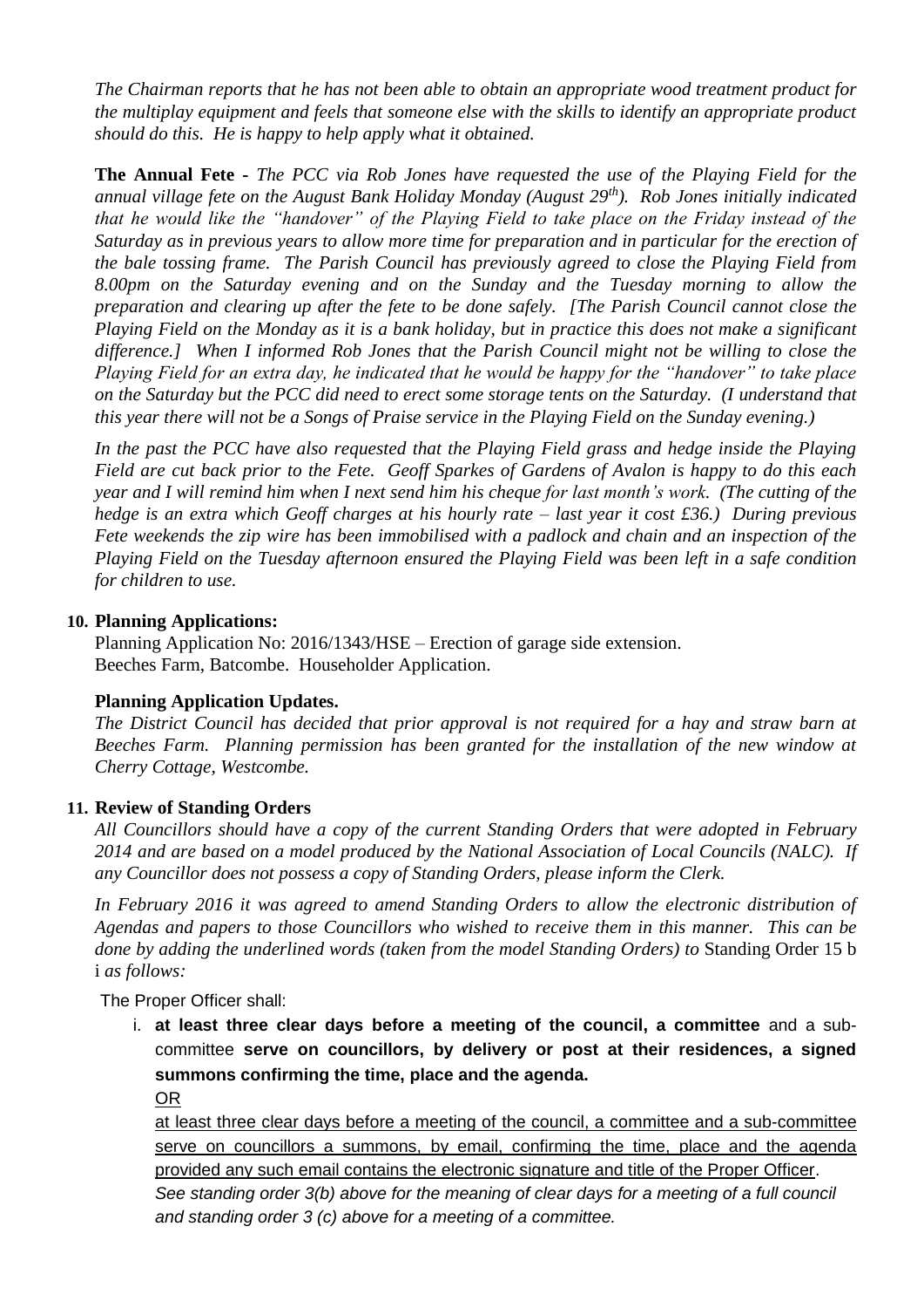*The Chairman reports that he has not been able to obtain an appropriate wood treatment product for the multiplay equipment and feels that someone else with the skills to identify an appropriate product should do this. He is happy to help apply what it obtained.*

**The Annual Fete -** *The PCC via Rob Jones have requested the use of the Playing Field for the annual village fete on the August Bank Holiday Monday (August 29th). Rob Jones initially indicated that he would like the "handover" of the Playing Field to take place on the Friday instead of the Saturday as in previous years to allow more time for preparation and in particular for the erection of the bale tossing frame. The Parish Council has previously agreed to close the Playing Field from 8.00pm on the Saturday evening and on the Sunday and the Tuesday morning to allow the preparation and clearing up after the fete to be done safely. [The Parish Council cannot close the Playing Field on the Monday as it is a bank holiday, but in practice this does not make a significant difference.] When I informed Rob Jones that the Parish Council might not be willing to close the Playing Field for an extra day, he indicated that he would be happy for the "handover" to take place on the Saturday but the PCC did need to erect some storage tents on the Saturday. (I understand that this year there will not be a Songs of Praise service in the Playing Field on the Sunday evening.)*

*In the past the PCC have also requested that the Playing Field grass and hedge inside the Playing Field are cut back prior to the Fete. Geoff Sparkes of Gardens of Avalon is happy to do this each year and I will remind him when I next send him his cheque for last month's work. (The cutting of the hedge is an extra which Geoff charges at his hourly rate – last year it cost £36.) During previous Fete weekends the zip wire has been immobilised with a padlock and chain and an inspection of the Playing Field on the Tuesday afternoon ensured the Playing Field was been left in a safe condition for children to use.*

## 10. Planning Applications:

Planning Application No: 2016/1343/HSE – Erection of garage side extension.
Beeches Farm, Batcombe. Householder Application.

**Planning Application Updates.**

*The District Council has decided that prior approval is not required for a hay and straw barn at Beeches Farm. Planning permission has been granted for the installation of the new window at Cherry Cottage, Westcombe.*

## 11. Review of Standing Orders

*All Councillors should have a copy of the current Standing Orders that were adopted in February 2014 and are based on a model produced by the National Association of Local Councils (NALC). If any Councillor does not possess a copy of Standing Orders, please inform the Clerk.*

*In February 2016 it was agreed to amend Standing Orders to allow the electronic distribution of Agendas and papers to those Councillors who wished to receive them in this manner. This can be done by adding the underlined words (taken from the model Standing Orders) to* Standing Order 15 b i *as follows:*

The Proper Officer shall:

i. **at least three clear days before a meeting of the council, a committee** and a sub-committee **serve on councillors, by delivery or post at their residences, a signed summons confirming the time, place and the agenda.**
<u>OR</u>
<u>at least three clear days before a meeting of the council, a committee and a sub-committee serve on councillors a summons, by email, confirming the time, place and the agenda provided any such email contains the electronic signature and title of the Proper Officer</u>.
*See standing order 3(b) above for the meaning of clear days for a meeting of a full council and standing order 3 (c) above for a meeting of a committee.*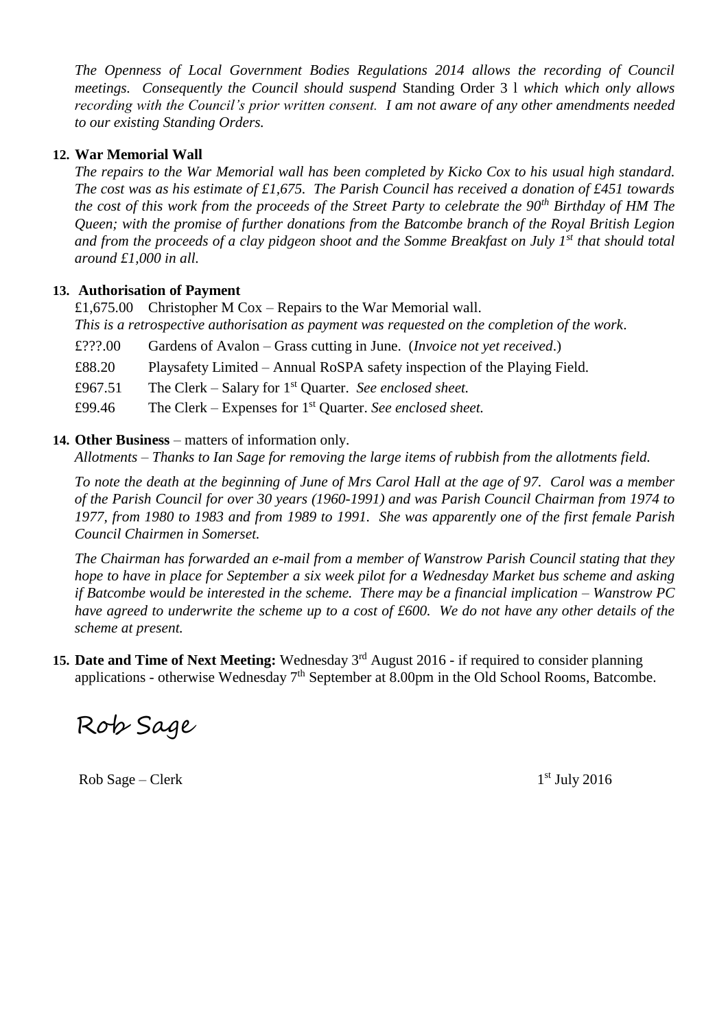*The Openness of Local Government Bodies Regulations 2014 allows the recording of Council meetings. Consequently the Council should suspend* Standing Order 3 l *which which only allows recording with the Council's prior written consent. I am not aware of any other amendments needed to our existing Standing Orders.*

**12. War Memorial Wall**

*The repairs to the War Memorial wall has been completed by Kicko Cox to his usual high standard. The cost was as his estimate of £1,675. The Parish Council has received a donation of £451 towards the cost of this work from the proceeds of the Street Party to celebrate the 90th Birthday of HM The Queen; with the promise of further donations from the Batcombe branch of the Royal British Legion and from the proceeds of a clay pidgeon shoot and the Somme Breakfast on July 1st that should total around £1,000 in all.*

**13. Authorisation of Payment**

£1,675.00 Christopher M Cox – Repairs to the War Memorial wall.
*This is a retrospective authorisation as payment was requested on the completion of the work*.

£???.00 Gardens of Avalon – Grass cutting in June. (*Invoice not yet received*.)

£88.20 Playsafety Limited – Annual RoSPA safety inspection of the Playing Field.

£967.51 The Clerk – Salary for 1st Quarter. *See enclosed sheet.*

£99.46 The Clerk – Expenses for 1st Quarter. *See enclosed sheet.*

**14. Other Business** – matters of information only.

*Allotments – Thanks to Ian Sage for removing the large items of rubbish from the allotments field.*

*To note the death at the beginning of June of Mrs Carol Hall at the age of 97. Carol was a member of the Parish Council for over 30 years (1960-1991) and was Parish Council Chairman from 1974 to 1977, from 1980 to 1983 and from 1989 to 1991. She was apparently one of the first female Parish Council Chairmen in Somerset.*

*The Chairman has forwarded an e-mail from a member of Wanstrow Parish Council stating that they hope to have in place for September a six week pilot for a Wednesday Market bus scheme and asking if Batcombe would be interested in the scheme. There may be a financial implication – Wanstrow PC have agreed to underwrite the scheme up to a cost of £600. We do not have any other details of the scheme at present.*

**15. Date and Time of Next Meeting:** Wednesday 3rd August 2016 - if required to consider planning applications - otherwise Wednesday 7th September at 8.00pm in the Old School Rooms, Batcombe.

Rob Sage

Rob Sage – Clerk 1st July 2016